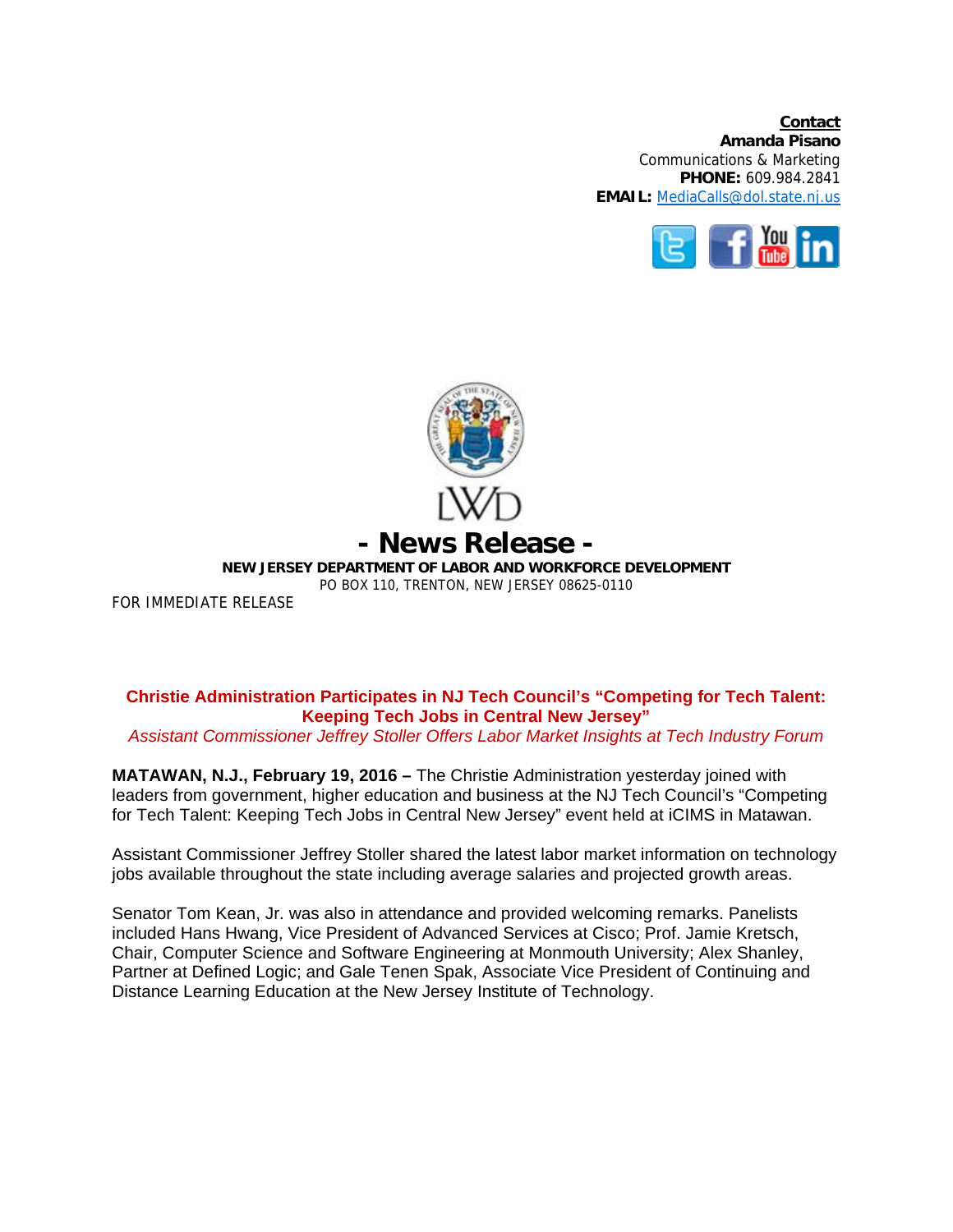**Contact**
**Amanda Pisano**
Communications & Marketing
**PHONE:** 609.984.2841
**EMAIL:** MediaCalls@dol.state.nj.us

LWD

# - News Release -

**NEW JERSEY DEPARTMENT OF LABOR AND WORKFORCE DEVELOPMENT**
PO BOX 110, TRENTON, NEW JERSEY 08625-0110

FOR IMMEDIATE RELEASE

## Christie Administration Participates in NJ Tech Council's "Competing for Tech Talent: Keeping Tech Jobs in Central New Jersey"

*Assistant Commissioner Jeffrey Stoller Offers Labor Market Insights at Tech Industry Forum*

**MATAWAN, N.J., February 19, 2016 –** The Christie Administration yesterday joined with leaders from government, higher education and business at the NJ Tech Council's "Competing for Tech Talent: Keeping Tech Jobs in Central New Jersey" event held at iCIMS in Matawan.

Assistant Commissioner Jeffrey Stoller shared the latest labor market information on technology jobs available throughout the state including average salaries and projected growth areas.

Senator Tom Kean, Jr. was also in attendance and provided welcoming remarks. Panelists included Hans Hwang, Vice President of Advanced Services at Cisco; Prof. Jamie Kretsch, Chair, Computer Science and Software Engineering at Monmouth University; Alex Shanley, Partner at Defined Logic; and Gale Tenen Spak, Associate Vice President of Continuing and Distance Learning Education at the New Jersey Institute of Technology.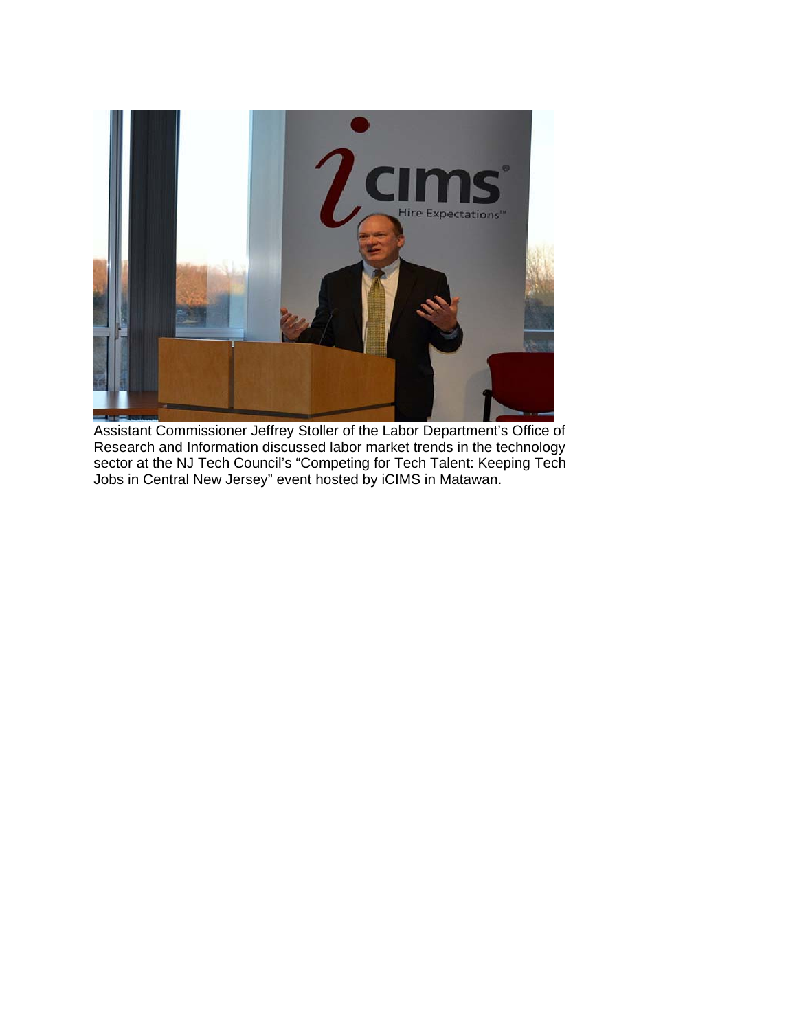Assistant Commissioner Jeffrey Stoller of the Labor Department's Office of Research and Information discussed labor market trends in the technology sector at the NJ Tech Council's "Competing for Tech Talent: Keeping Tech Jobs in Central New Jersey" event hosted by iCIMS in Matawan.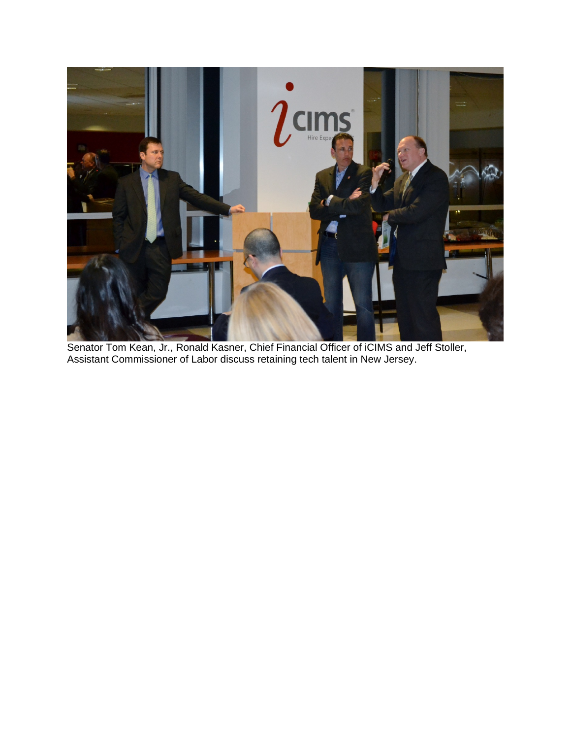Senator Tom Kean, Jr., Ronald Kasner, Chief Financial Officer of iCIMS and Jeff Stoller, Assistant Commissioner of Labor discuss retaining tech talent in New Jersey.